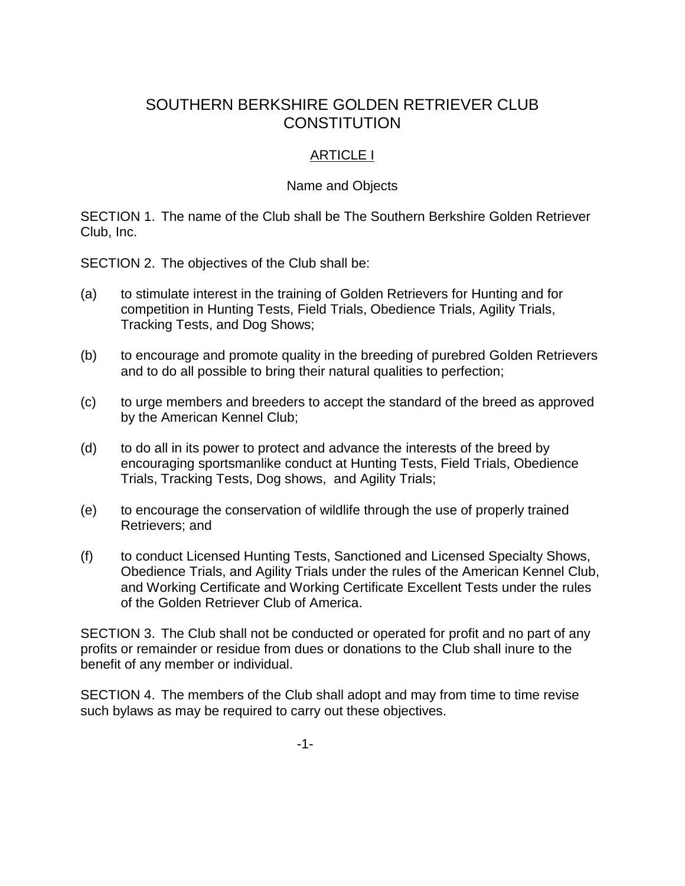# SOUTHERN BERKSHIRE GOLDEN RETRIEVER CLUB CONSTITUTION

## ARTICLE I

### Name and Objects

SECTION 1. The name of the Club shall be The Southern Berkshire Golden Retriever Club, Inc.

SECTION 2. The objectives of the Club shall be:

(a) to stimulate interest in the training of Golden Retrievers for Hunting and for competition in Hunting Tests, Field Trials, Obedience Trials, Agility Trials, Tracking Tests, and Dog Shows;

(b) to encourage and promote quality in the breeding of purebred Golden Retrievers and to do all possible to bring their natural qualities to perfection;

(c) to urge members and breeders to accept the standard of the breed as approved by the American Kennel Club;

(d) to do all in its power to protect and advance the interests of the breed by encouraging sportsmanlike conduct at Hunting Tests, Field Trials, Obedience Trials, Tracking Tests, Dog shows, and Agility Trials;

(e) to encourage the conservation of wildlife through the use of properly trained Retrievers; and

(f) to conduct Licensed Hunting Tests, Sanctioned and Licensed Specialty Shows, Obedience Trials, and Agility Trials under the rules of the American Kennel Club, and Working Certificate and Working Certificate Excellent Tests under the rules of the Golden Retriever Club of America.

SECTION 3. The Club shall not be conducted or operated for profit and no part of any profits or remainder or residue from dues or donations to the Club shall inure to the benefit of any member or individual.

SECTION 4. The members of the Club shall adopt and may from time to time revise such bylaws as may be required to carry out these objectives.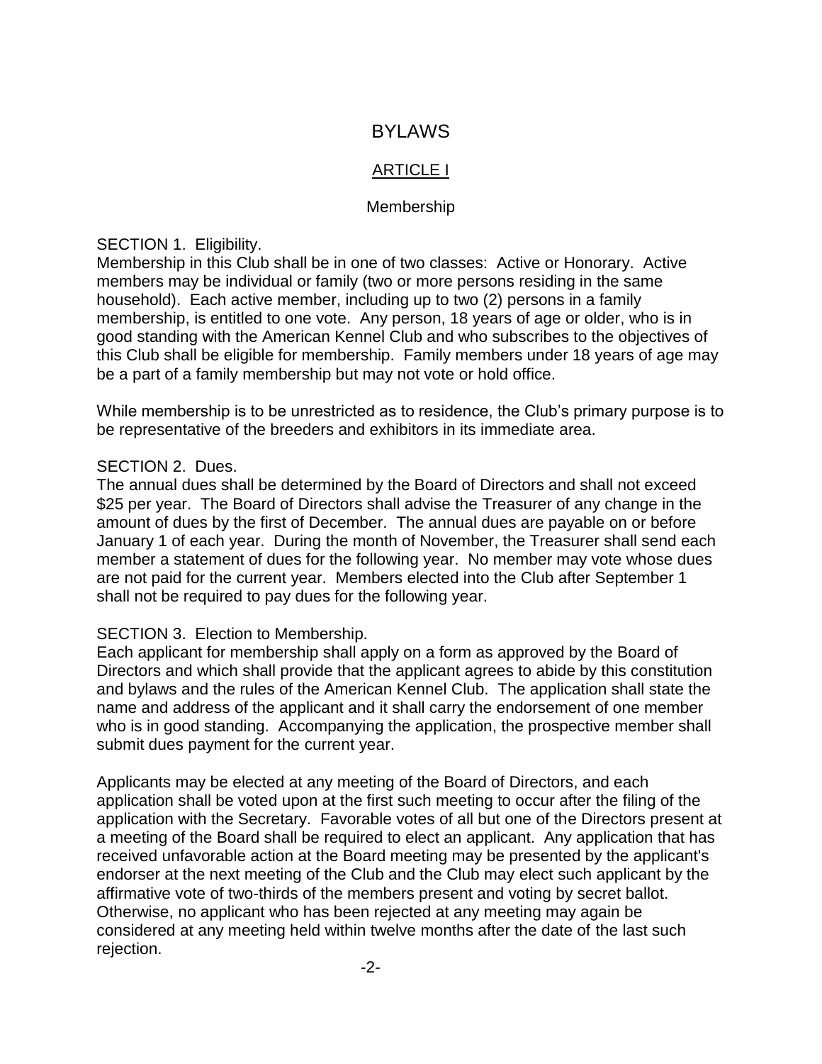# BYLAWS

## ARTICLE I

### Membership

SECTION 1. Eligibility.
Membership in this Club shall be in one of two classes: Active or Honorary. Active members may be individual or family (two or more persons residing in the same household). Each active member, including up to two (2) persons in a family membership, is entitled to one vote. Any person, 18 years of age or older, who is in good standing with the American Kennel Club and who subscribes to the objectives of this Club shall be eligible for membership. Family members under 18 years of age may be a part of a family membership but may not vote or hold office.

While membership is to be unrestricted as to residence, the Club's primary purpose is to be representative of the breeders and exhibitors in its immediate area.

SECTION 2. Dues.
The annual dues shall be determined by the Board of Directors and shall not exceed $25 per year. The Board of Directors shall advise the Treasurer of any change in the amount of dues by the first of December. The annual dues are payable on or before January 1 of each year. During the month of November, the Treasurer shall send each member a statement of dues for the following year. No member may vote whose dues are not paid for the current year. Members elected into the Club after September 1 shall not be required to pay dues for the following year.

SECTION 3. Election to Membership.
Each applicant for membership shall apply on a form as approved by the Board of Directors and which shall provide that the applicant agrees to abide by this constitution and bylaws and the rules of the American Kennel Club. The application shall state the name and address of the applicant and it shall carry the endorsement of one member who is in good standing. Accompanying the application, the prospective member shall submit dues payment for the current year.

Applicants may be elected at any meeting of the Board of Directors, and each application shall be voted upon at the first such meeting to occur after the filing of the application with the Secretary. Favorable votes of all but one of the Directors present at a meeting of the Board shall be required to elect an applicant. Any application that has received unfavorable action at the Board meeting may be presented by the applicant's endorser at the next meeting of the Club and the Club may elect such applicant by the affirmative vote of two-thirds of the members present and voting by secret ballot. Otherwise, no applicant who has been rejected at any meeting may again be considered at any meeting held within twelve months after the date of the last such rejection.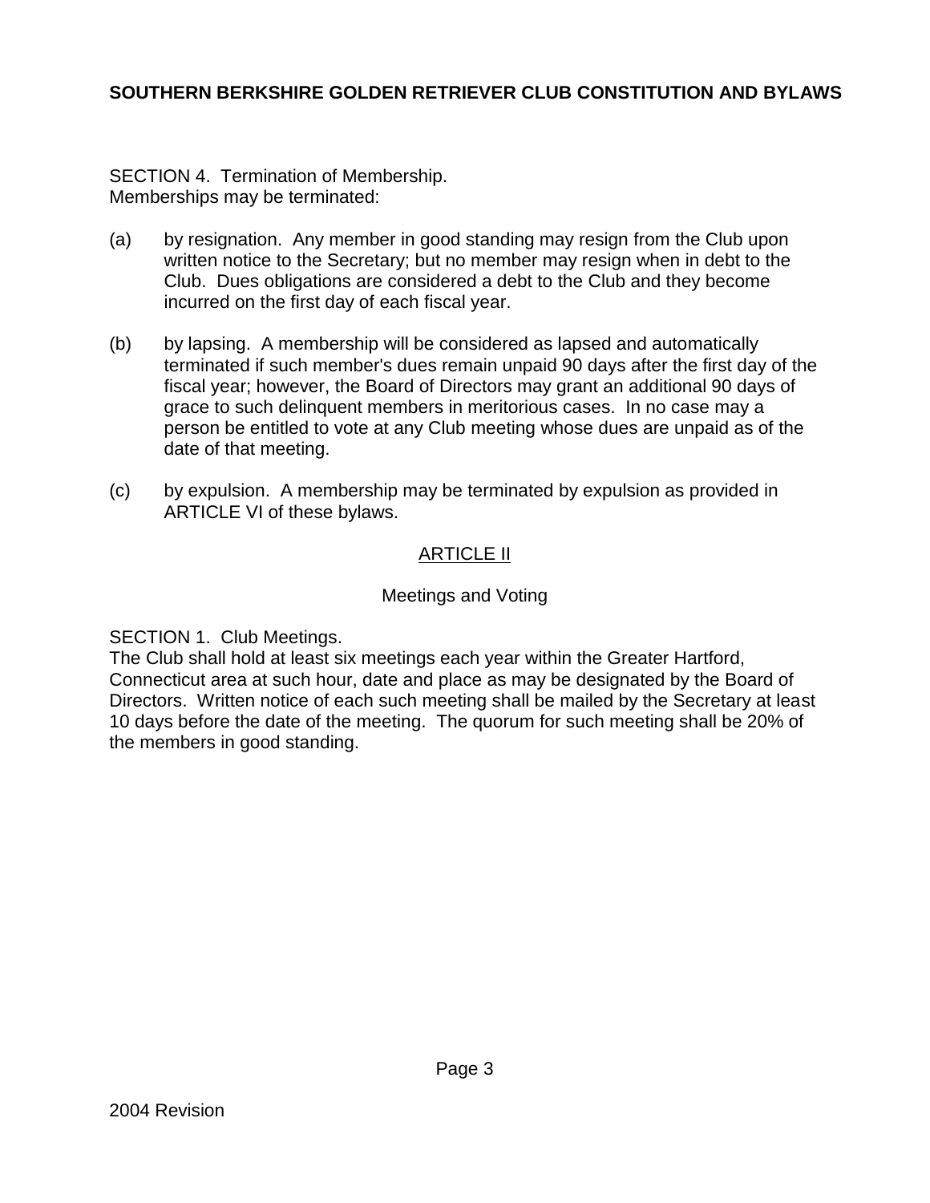SECTION 4. Termination of Membership.
Memberships may be terminated:

(a) by resignation. Any member in good standing may resign from the Club upon written notice to the Secretary; but no member may resign when in debt to the Club. Dues obligations are considered a debt to the Club and they become incurred on the first day of each fiscal year.

(b) by lapsing. A membership will be considered as lapsed and automatically terminated if such member's dues remain unpaid 90 days after the first day of the fiscal year; however, the Board of Directors may grant an additional 90 days of grace to such delinquent members in meritorious cases. In no case may a person be entitled to vote at any Club meeting whose dues are unpaid as of the date of that meeting.

(c) by expulsion. A membership may be terminated by expulsion as provided in ARTICLE VI of these bylaws.

## ARTICLE II

### Meetings and Voting

SECTION 1. Club Meetings.
The Club shall hold at least six meetings each year within the Greater Hartford, Connecticut area at such hour, date and place as may be designated by the Board of Directors. Written notice of each such meeting shall be mailed by the Secretary at least 10 days before the date of the meeting. The quorum for such meeting shall be 20% of the members in good standing.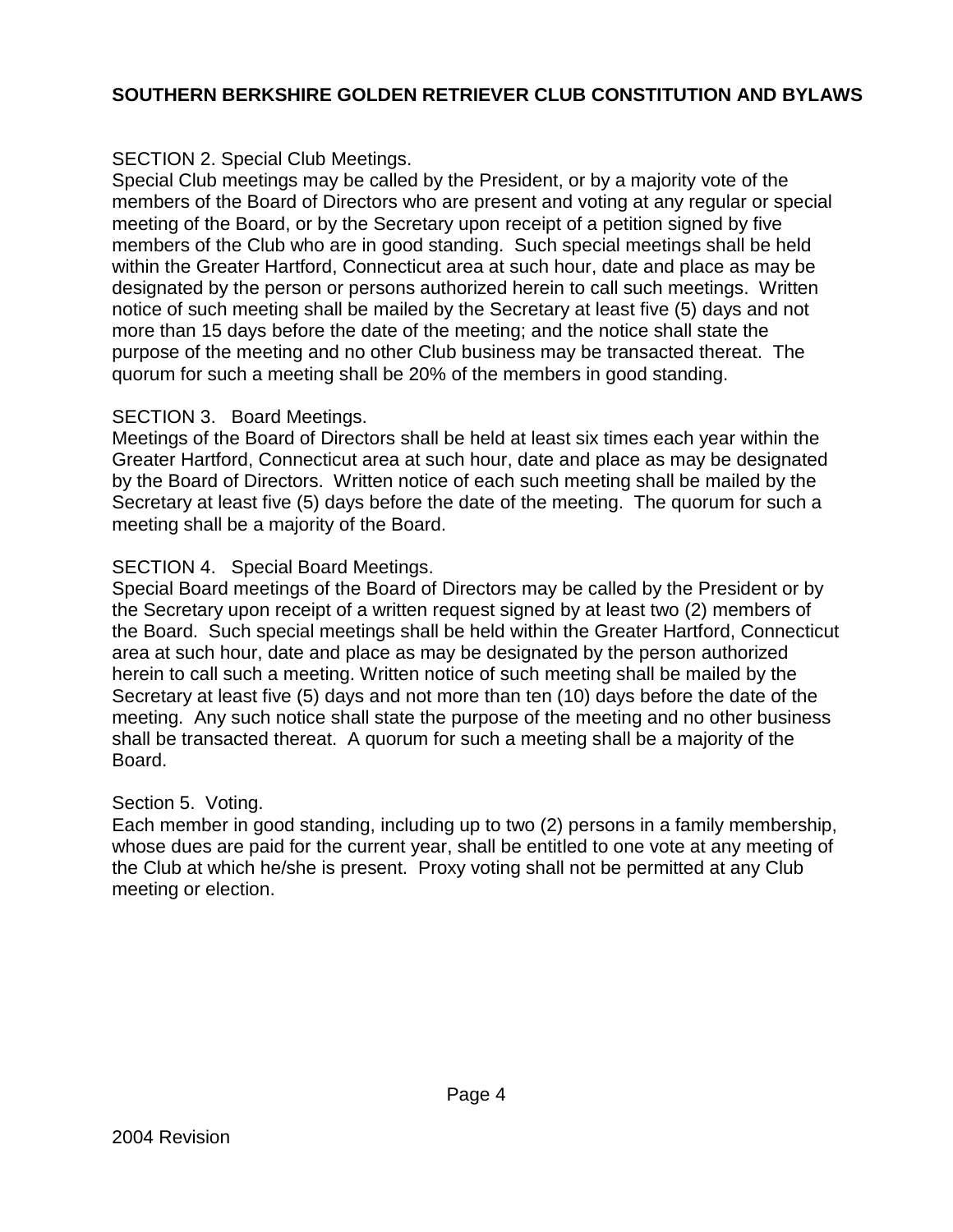SECTION 2. Special Club Meetings.
Special Club meetings may be called by the President, or by a majority vote of the members of the Board of Directors who are present and voting at any regular or special meeting of the Board, or by the Secretary upon receipt of a petition signed by five members of the Club who are in good standing. Such special meetings shall be held within the Greater Hartford, Connecticut area at such hour, date and place as may be designated by the person or persons authorized herein to call such meetings. Written notice of such meeting shall be mailed by the Secretary at least five (5) days and not more than 15 days before the date of the meeting; and the notice shall state the purpose of the meeting and no other Club business may be transacted thereat. The quorum for such a meeting shall be 20% of the members in good standing.

SECTION 3. Board Meetings.
Meetings of the Board of Directors shall be held at least six times each year within the Greater Hartford, Connecticut area at such hour, date and place as may be designated by the Board of Directors. Written notice of each such meeting shall be mailed by the Secretary at least five (5) days before the date of the meeting. The quorum for such a meeting shall be a majority of the Board.

SECTION 4. Special Board Meetings.
Special Board meetings of the Board of Directors may be called by the President or by the Secretary upon receipt of a written request signed by at least two (2) members of the Board. Such special meetings shall be held within the Greater Hartford, Connecticut area at such hour, date and place as may be designated by the person authorized herein to call such a meeting. Written notice of such meeting shall be mailed by the Secretary at least five (5) days and not more than ten (10) days before the date of the meeting. Any such notice shall state the purpose of the meeting and no other business shall be transacted thereat. A quorum for such a meeting shall be a majority of the Board.

Section 5. Voting.
Each member in good standing, including up to two (2) persons in a family membership, whose dues are paid for the current year, shall be entitled to one vote at any meeting of the Club at which he/she is present. Proxy voting shall not be permitted at any Club meeting or election.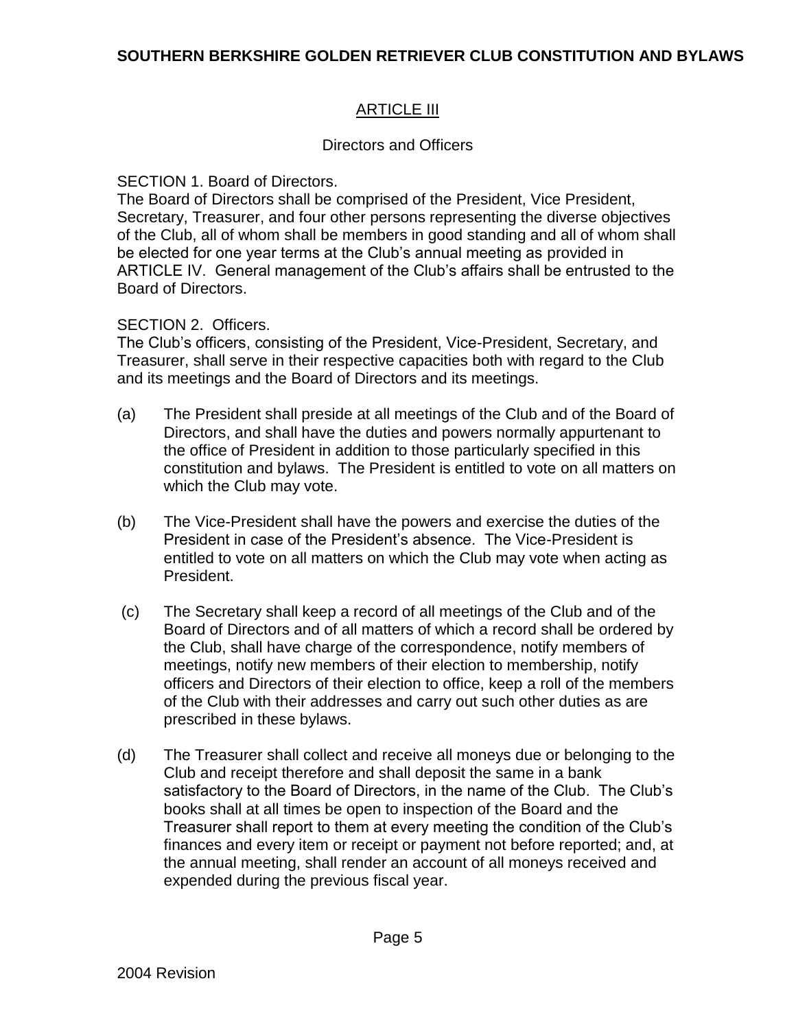## ARTICLE III

### Directors and Officers

SECTION 1. Board of Directors.
The Board of Directors shall be comprised of the President, Vice President, Secretary, Treasurer, and four other persons representing the diverse objectives of the Club, all of whom shall be members in good standing and all of whom shall be elected for one year terms at the Club's annual meeting as provided in ARTICLE IV. General management of the Club's affairs shall be entrusted to the Board of Directors.

SECTION 2. Officers.
The Club's officers, consisting of the President, Vice-President, Secretary, and Treasurer, shall serve in their respective capacities both with regard to the Club and its meetings and the Board of Directors and its meetings.

(a) The President shall preside at all meetings of the Club and of the Board of Directors, and shall have the duties and powers normally appurtenant to the office of President in addition to those particularly specified in this constitution and bylaws. The President is entitled to vote on all matters on which the Club may vote.

(b) The Vice-President shall have the powers and exercise the duties of the President in case of the President's absence. The Vice-President is entitled to vote on all matters on which the Club may vote when acting as President.

(c) The Secretary shall keep a record of all meetings of the Club and of the Board of Directors and of all matters of which a record shall be ordered by the Club, shall have charge of the correspondence, notify members of meetings, notify new members of their election to membership, notify officers and Directors of their election to office, keep a roll of the members of the Club with their addresses and carry out such other duties as are prescribed in these bylaws.

(d) The Treasurer shall collect and receive all moneys due or belonging to the Club and receipt therefore and shall deposit the same in a bank satisfactory to the Board of Directors, in the name of the Club. The Club's books shall at all times be open to inspection of the Board and the Treasurer shall report to them at every meeting the condition of the Club's finances and every item or receipt or payment not before reported; and, at the annual meeting, shall render an account of all moneys received and expended during the previous fiscal year.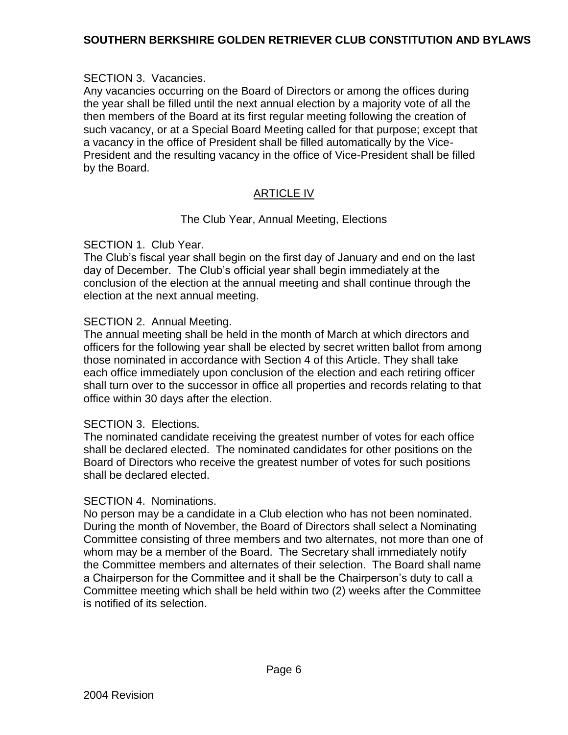SECTION 3. Vacancies.
Any vacancies occurring on the Board of Directors or among the offices during the year shall be filled until the next annual election by a majority vote of all the then members of the Board at its first regular meeting following the creation of such vacancy, or at a Special Board Meeting called for that purpose; except that a vacancy in the office of President shall be filled automatically by the Vice-President and the resulting vacancy in the office of Vice-President shall be filled by the Board.

## ARTICLE IV

The Club Year, Annual Meeting, Elections

SECTION 1. Club Year.
The Club's fiscal year shall begin on the first day of January and end on the last day of December. The Club's official year shall begin immediately at the conclusion of the election at the annual meeting and shall continue through the election at the next annual meeting.

SECTION 2. Annual Meeting.
The annual meeting shall be held in the month of March at which directors and officers for the following year shall be elected by secret written ballot from among those nominated in accordance with Section 4 of this Article. They shall take each office immediately upon conclusion of the election and each retiring officer shall turn over to the successor in office all properties and records relating to that office within 30 days after the election.

SECTION 3. Elections.
The nominated candidate receiving the greatest number of votes for each office shall be declared elected. The nominated candidates for other positions on the Board of Directors who receive the greatest number of votes for such positions shall be declared elected.

SECTION 4. Nominations.
No person may be a candidate in a Club election who has not been nominated. During the month of November, the Board of Directors shall select a Nominating Committee consisting of three members and two alternates, not more than one of whom may be a member of the Board. The Secretary shall immediately notify the Committee members and alternates of their selection. The Board shall name a Chairperson for the Committee and it shall be the Chairperson's duty to call a Committee meeting which shall be held within two (2) weeks after the Committee is notified of its selection.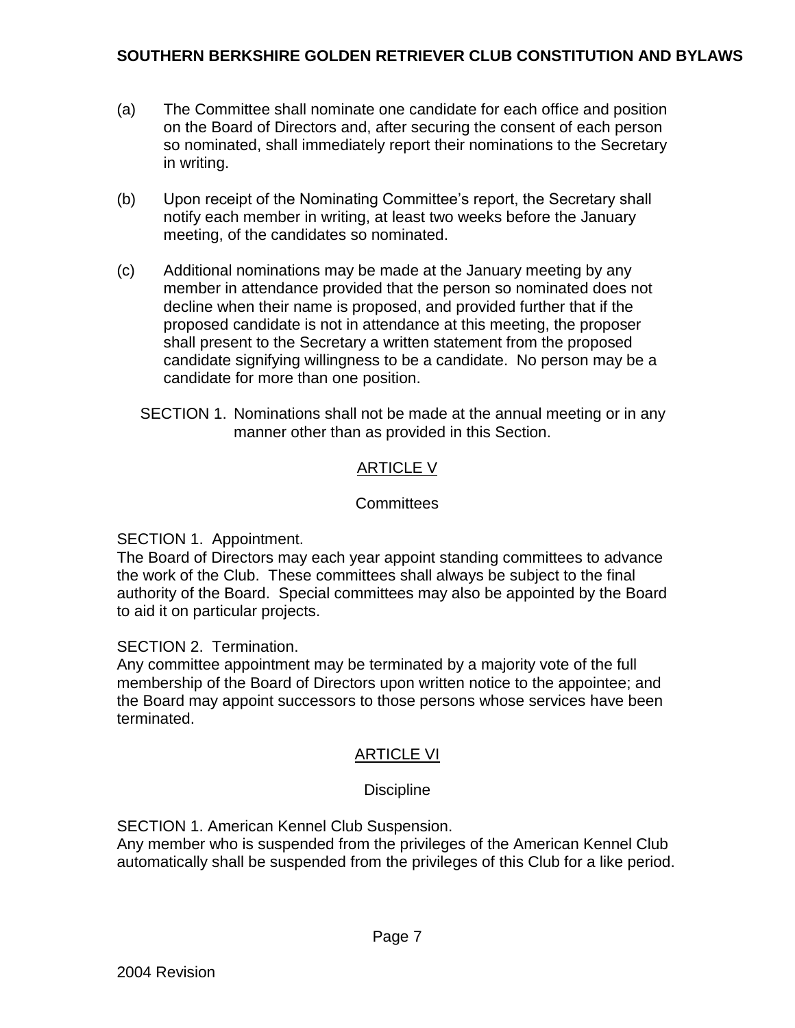(a) The Committee shall nominate one candidate for each office and position on the Board of Directors and, after securing the consent of each person so nominated, shall immediately report their nominations to the Secretary in writing.

(b) Upon receipt of the Nominating Committee's report, the Secretary shall notify each member in writing, at least two weeks before the January meeting, of the candidates so nominated.

(c) Additional nominations may be made at the January meeting by any member in attendance provided that the person so nominated does not decline when their name is proposed, and provided further that if the proposed candidate is not in attendance at this meeting, the proposer shall present to the Secretary a written statement from the proposed candidate signifying willingness to be a candidate. No person may be a candidate for more than one position.

SECTION 1. Nominations shall not be made at the annual meeting or in any manner other than as provided in this Section.

## ARTICLE V

### Committees

SECTION 1. Appointment.
The Board of Directors may each year appoint standing committees to advance the work of the Club. These committees shall always be subject to the final authority of the Board. Special committees may also be appointed by the Board to aid it on particular projects.

SECTION 2. Termination.
Any committee appointment may be terminated by a majority vote of the full membership of the Board of Directors upon written notice to the appointee; and the Board may appoint successors to those persons whose services have been terminated.

## ARTICLE VI

### Discipline

SECTION 1. American Kennel Club Suspension.
Any member who is suspended from the privileges of the American Kennel Club automatically shall be suspended from the privileges of this Club for a like period.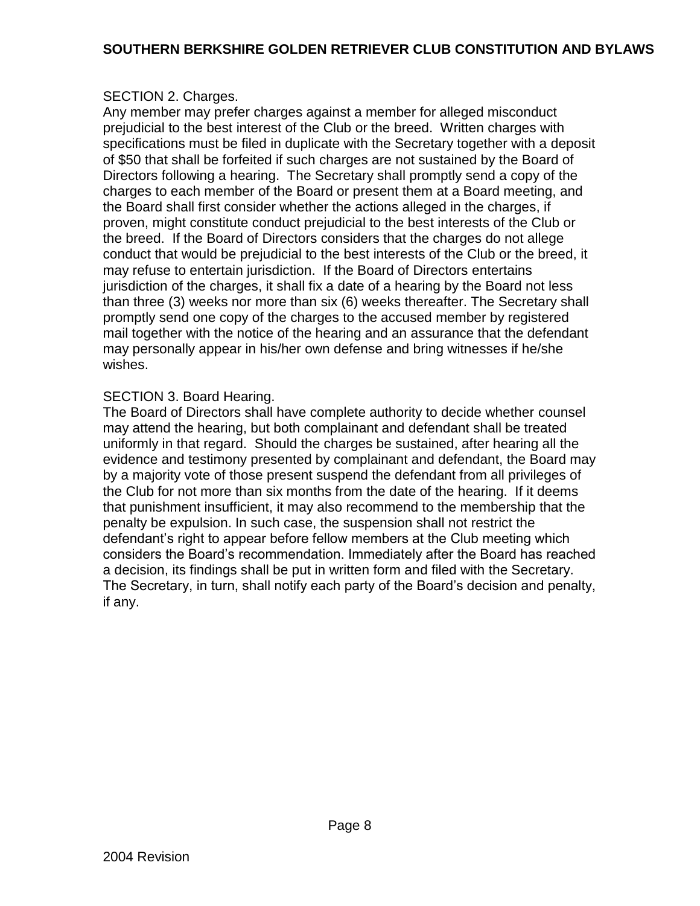SECTION 2. Charges.
Any member may prefer charges against a member for alleged misconduct prejudicial to the best interest of the Club or the breed. Written charges with specifications must be filed in duplicate with the Secretary together with a deposit of $50 that shall be forfeited if such charges are not sustained by the Board of Directors following a hearing. The Secretary shall promptly send a copy of the charges to each member of the Board or present them at a Board meeting, and the Board shall first consider whether the actions alleged in the charges, if proven, might constitute conduct prejudicial to the best interests of the Club or the breed. If the Board of Directors considers that the charges do not allege conduct that would be prejudicial to the best interests of the Club or the breed, it may refuse to entertain jurisdiction. If the Board of Directors entertains jurisdiction of the charges, it shall fix a date of a hearing by the Board not less than three (3) weeks nor more than six (6) weeks thereafter. The Secretary shall promptly send one copy of the charges to the accused member by registered mail together with the notice of the hearing and an assurance that the defendant may personally appear in his/her own defense and bring witnesses if he/she wishes.

SECTION 3. Board Hearing.
The Board of Directors shall have complete authority to decide whether counsel may attend the hearing, but both complainant and defendant shall be treated uniformly in that regard. Should the charges be sustained, after hearing all the evidence and testimony presented by complainant and defendant, the Board may by a majority vote of those present suspend the defendant from all privileges of the Club for not more than six months from the date of the hearing. If it deems that punishment insufficient, it may also recommend to the membership that the penalty be expulsion. In such case, the suspension shall not restrict the defendant's right to appear before fellow members at the Club meeting which considers the Board's recommendation. Immediately after the Board has reached a decision, its findings shall be put in written form and filed with the Secretary. The Secretary, in turn, shall notify each party of the Board's decision and penalty, if any.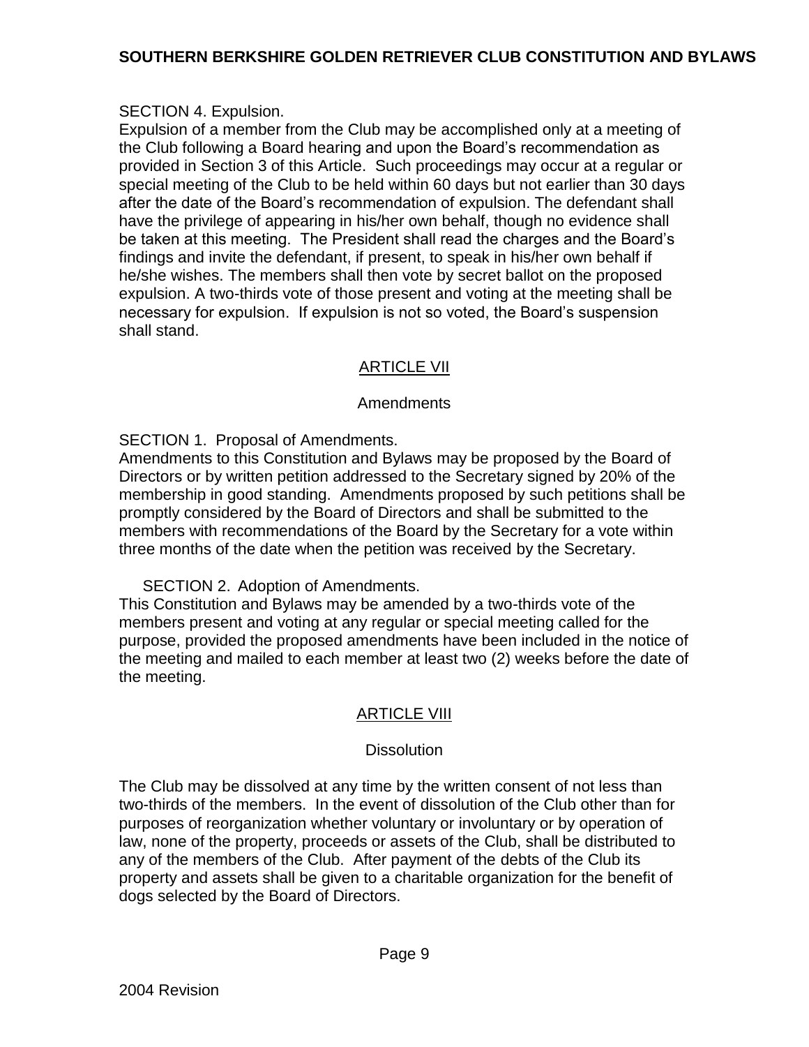SECTION 4. Expulsion.
Expulsion of a member from the Club may be accomplished only at a meeting of the Club following a Board hearing and upon the Board's recommendation as provided in Section 3 of this Article. Such proceedings may occur at a regular or special meeting of the Club to be held within 60 days but not earlier than 30 days after the date of the Board's recommendation of expulsion. The defendant shall have the privilege of appearing in his/her own behalf, though no evidence shall be taken at this meeting. The President shall read the charges and the Board's findings and invite the defendant, if present, to speak in his/her own behalf if he/she wishes. The members shall then vote by secret ballot on the proposed expulsion. A two-thirds vote of those present and voting at the meeting shall be necessary for expulsion. If expulsion is not so voted, the Board's suspension shall stand.

## ARTICLE VII

### Amendments

SECTION 1. Proposal of Amendments.
Amendments to this Constitution and Bylaws may be proposed by the Board of Directors or by written petition addressed to the Secretary signed by 20% of the membership in good standing. Amendments proposed by such petitions shall be promptly considered by the Board of Directors and shall be submitted to the members with recommendations of the Board by the Secretary for a vote within three months of the date when the petition was received by the Secretary.

SECTION 2. Adoption of Amendments.
This Constitution and Bylaws may be amended by a two-thirds vote of the members present and voting at any regular or special meeting called for the purpose, provided the proposed amendments have been included in the notice of the meeting and mailed to each member at least two (2) weeks before the date of the meeting.

## ARTICLE VIII

### Dissolution

The Club may be dissolved at any time by the written consent of not less than two-thirds of the members. In the event of dissolution of the Club other than for purposes of reorganization whether voluntary or involuntary or by operation of law, none of the property, proceeds or assets of the Club, shall be distributed to any of the members of the Club. After payment of the debts of the Club its property and assets shall be given to a charitable organization for the benefit of dogs selected by the Board of Directors.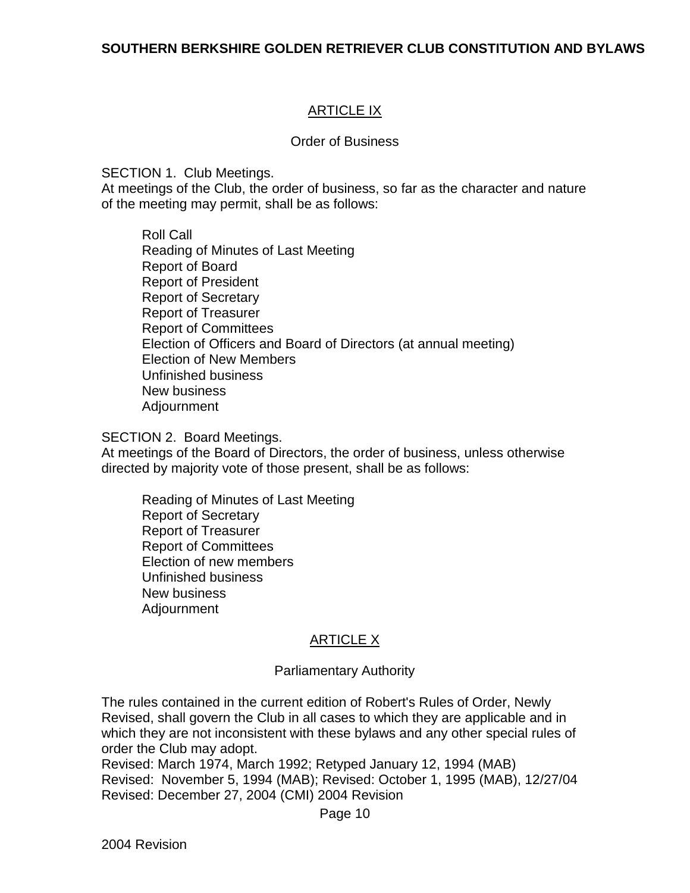## ARTICLE IX

### Order of Business

SECTION 1. Club Meetings.
At meetings of the Club, the order of business, so far as the character and nature of the meeting may permit, shall be as follows:

Roll Call
Reading of Minutes of Last Meeting
Report of Board
Report of President
Report of Secretary
Report of Treasurer
Report of Committees
Election of Officers and Board of Directors (at annual meeting)
Election of New Members
Unfinished business
New business
Adjournment

SECTION 2. Board Meetings.
At meetings of the Board of Directors, the order of business, unless otherwise directed by majority vote of those present, shall be as follows:

Reading of Minutes of Last Meeting
Report of Secretary
Report of Treasurer
Report of Committees
Election of new members
Unfinished business
New business
Adjournment

## ARTICLE X

### Parliamentary Authority

The rules contained in the current edition of Robert's Rules of Order, Newly Revised, shall govern the Club in all cases to which they are applicable and in which they are not inconsistent with these bylaws and any other special rules of order the Club may adopt.
Revised: March 1974, March 1992; Retyped January 12, 1994 (MAB)
Revised: November 5, 1994 (MAB); Revised: October 1, 1995 (MAB), 12/27/04
Revised: December 27, 2004 (CMI) 2004 Revision